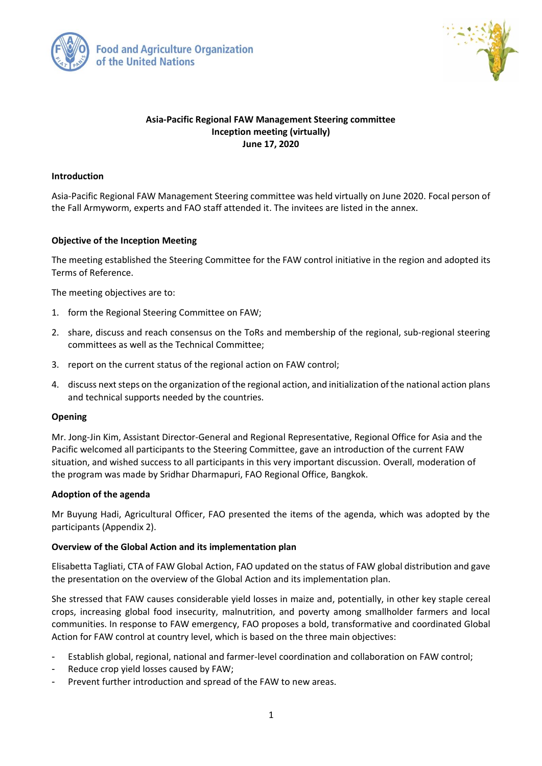Food and Agriculture Organization of the United Nations

**Asia-Pacific Regional FAW Management Steering committee**
**Inception meeting (virtually)**
**June 17, 2020**

## Introduction

Asia-Pacific Regional FAW Management Steering committee was held virtually on June 2020. Focal person of the Fall Armyworm, experts and FAO staff attended it. The invitees are listed in the annex.

## Objective of the Inception Meeting

The meeting established the Steering Committee for the FAW control initiative in the region and adopted its Terms of Reference.

The meeting objectives are to:

1. form the Regional Steering Committee on FAW;
2. share, discuss and reach consensus on the ToRs and membership of the regional, sub-regional steering committees as well as the Technical Committee;
3. report on the current status of the regional action on FAW control;
4. discuss next steps on the organization of the regional action, and initialization of the national action plans and technical supports needed by the countries.

## Opening

Mr. Jong-Jin Kim, Assistant Director-General and Regional Representative, Regional Office for Asia and the Pacific welcomed all participants to the Steering Committee, gave an introduction of the current FAW situation, and wished success to all participants in this very important discussion. Overall, moderation of the program was made by Sridhar Dharmapuri, FAO Regional Office, Bangkok.

## Adoption of the agenda

Mr Buyung Hadi, Agricultural Officer, FAO presented the items of the agenda, which was adopted by the participants (Appendix 2).

## Overview of the Global Action and its implementation plan

Elisabetta Tagliati, CTA of FAW Global Action, FAO updated on the status of FAW global distribution and gave the presentation on the overview of the Global Action and its implementation plan.

She stressed that FAW causes considerable yield losses in maize and, potentially, in other key staple cereal crops, increasing global food insecurity, malnutrition, and poverty among smallholder farmers and local communities. In response to FAW emergency, FAO proposes a bold, transformative and coordinated Global Action for FAW control at country level, which is based on the three main objectives:

- Establish global, regional, national and farmer-level coordination and collaboration on FAW control;
- Reduce crop yield losses caused by FAW;
- Prevent further introduction and spread of the FAW to new areas.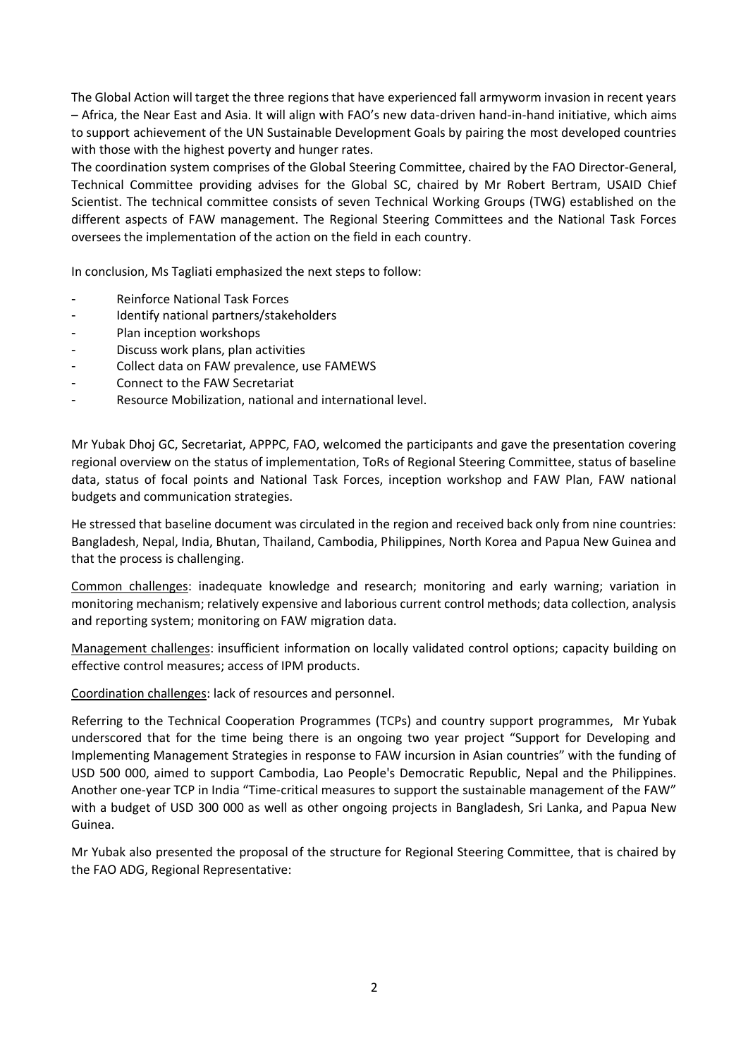The Global Action will target the three regions that have experienced fall armyworm invasion in recent years – Africa, the Near East and Asia. It will align with FAO's new data-driven hand-in-hand initiative, which aims to support achievement of the UN Sustainable Development Goals by pairing the most developed countries with those with the highest poverty and hunger rates.

The coordination system comprises of the Global Steering Committee, chaired by the FAO Director-General, Technical Committee providing advises for the Global SC, chaired by Mr Robert Bertram, USAID Chief Scientist. The technical committee consists of seven Technical Working Groups (TWG) established on the different aspects of FAW management. The Regional Steering Committees and the National Task Forces oversees the implementation of the action on the field in each country.

In conclusion, Ms Tagliati emphasized the next steps to follow:

- Reinforce National Task Forces
- Identify national partners/stakeholders
- Plan inception workshops
- Discuss work plans, plan activities
- Collect data on FAW prevalence, use FAMEWS
- Connect to the FAW Secretariat
- Resource Mobilization, national and international level.

Mr Yubak Dhoj GC, Secretariat, APPPC, FAO, welcomed the participants and gave the presentation covering regional overview on the status of implementation, ToRs of Regional Steering Committee, status of baseline data, status of focal points and National Task Forces, inception workshop and FAW Plan, FAW national budgets and communication strategies.

He stressed that baseline document was circulated in the region and received back only from nine countries: Bangladesh, Nepal, India, Bhutan, Thailand, Cambodia, Philippines, North Korea and Papua New Guinea and that the process is challenging.

Common challenges: inadequate knowledge and research; monitoring and early warning; variation in monitoring mechanism; relatively expensive and laborious current control methods; data collection, analysis and reporting system; monitoring on FAW migration data.

Management challenges: insufficient information on locally validated control options; capacity building on effective control measures; access of IPM products.

Coordination challenges: lack of resources and personnel.

Referring to the Technical Cooperation Programmes (TCPs) and country support programmes, Mr Yubak underscored that for the time being there is an ongoing two year project "Support for Developing and Implementing Management Strategies in response to FAW incursion in Asian countries" with the funding of USD 500 000, aimed to support Cambodia, Lao People's Democratic Republic, Nepal and the Philippines. Another one-year TCP in India "Time-critical measures to support the sustainable management of the FAW" with a budget of USD 300 000 as well as other ongoing projects in Bangladesh, Sri Lanka, and Papua New Guinea.

Mr Yubak also presented the proposal of the structure for Regional Steering Committee, that is chaired by the FAO ADG, Regional Representative: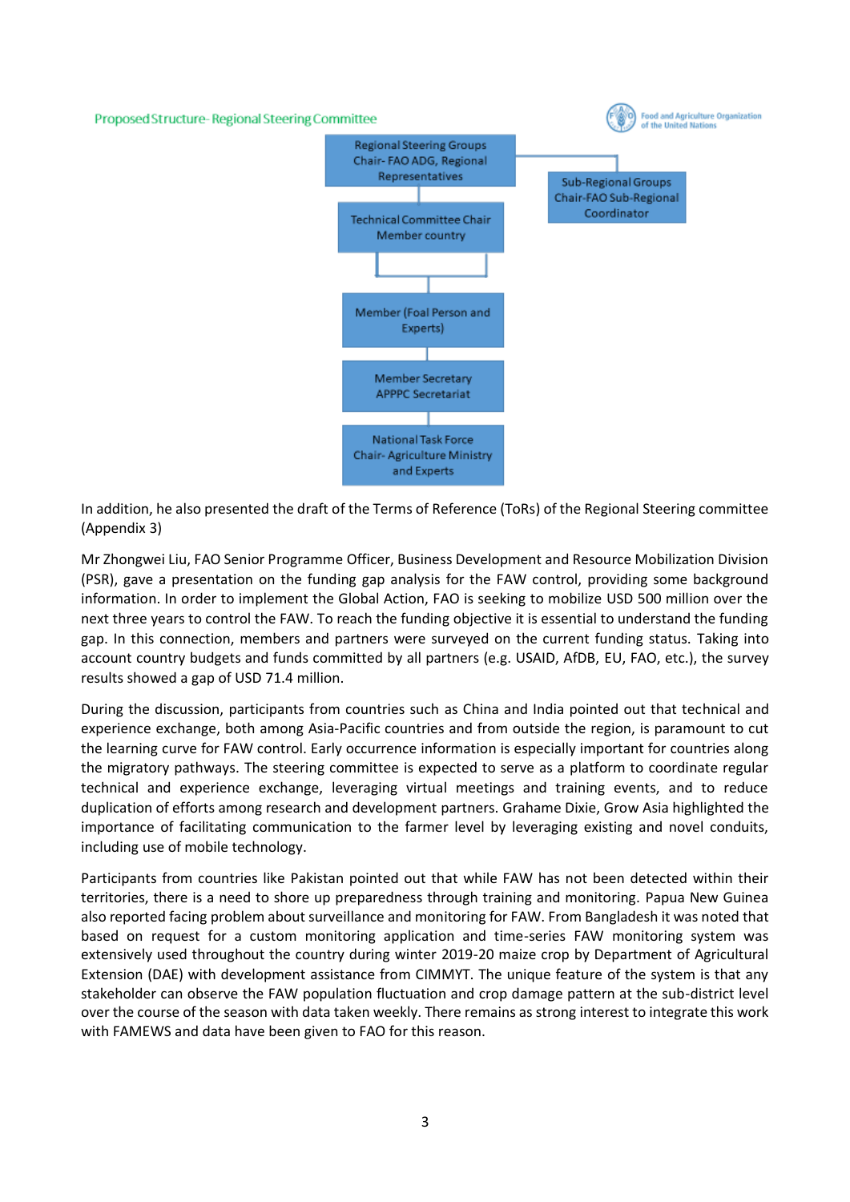Proposed Structure- Regional Steering Committee

Regional Steering Groups
Chair- FAO ADG, Regional Representatives

Sub-Regional Groups
Chair-FAO Sub-Regional Coordinator

Technical Committee Chair
Member country

Member (Foal Person and Experts)

Member Secretary
APPPC Secretariat

National Task Force
Chair- Agriculture Ministry and Experts

In addition, he also presented the draft of the Terms of Reference (ToRs) of the Regional Steering committee (Appendix 3)

Mr Zhongwei Liu, FAO Senior Programme Officer, Business Development and Resource Mobilization Division (PSR), gave a presentation on the funding gap analysis for the FAW control, providing some background information. In order to implement the Global Action, FAO is seeking to mobilize USD 500 million over the next three years to control the FAW. To reach the funding objective it is essential to understand the funding gap. In this connection, members and partners were surveyed on the current funding status. Taking into account country budgets and funds committed by all partners (e.g. USAID, AfDB, EU, FAO, etc.), the survey results showed a gap of USD 71.4 million.

During the discussion, participants from countries such as China and India pointed out that technical and experience exchange, both among Asia-Pacific countries and from outside the region, is paramount to cut the learning curve for FAW control. Early occurrence information is especially important for countries along the migratory pathways. The steering committee is expected to serve as a platform to coordinate regular technical and experience exchange, leveraging virtual meetings and training events, and to reduce duplication of efforts among research and development partners. Grahame Dixie, Grow Asia highlighted the importance of facilitating communication to the farmer level by leveraging existing and novel conduits, including use of mobile technology.

Participants from countries like Pakistan pointed out that while FAW has not been detected within their territories, there is a need to shore up preparedness through training and monitoring. Papua New Guinea also reported facing problem about surveillance and monitoring for FAW. From Bangladesh it was noted that based on request for a custom monitoring application and time-series FAW monitoring system was extensively used throughout the country during winter 2019-20 maize crop by Department of Agricultural Extension (DAE) with development assistance from CIMMYT. The unique feature of the system is that any stakeholder can observe the FAW population fluctuation and crop damage pattern at the sub-district level over the course of the season with data taken weekly. There remains as strong interest to integrate this work with FAMEWS and data have been given to FAO for this reason.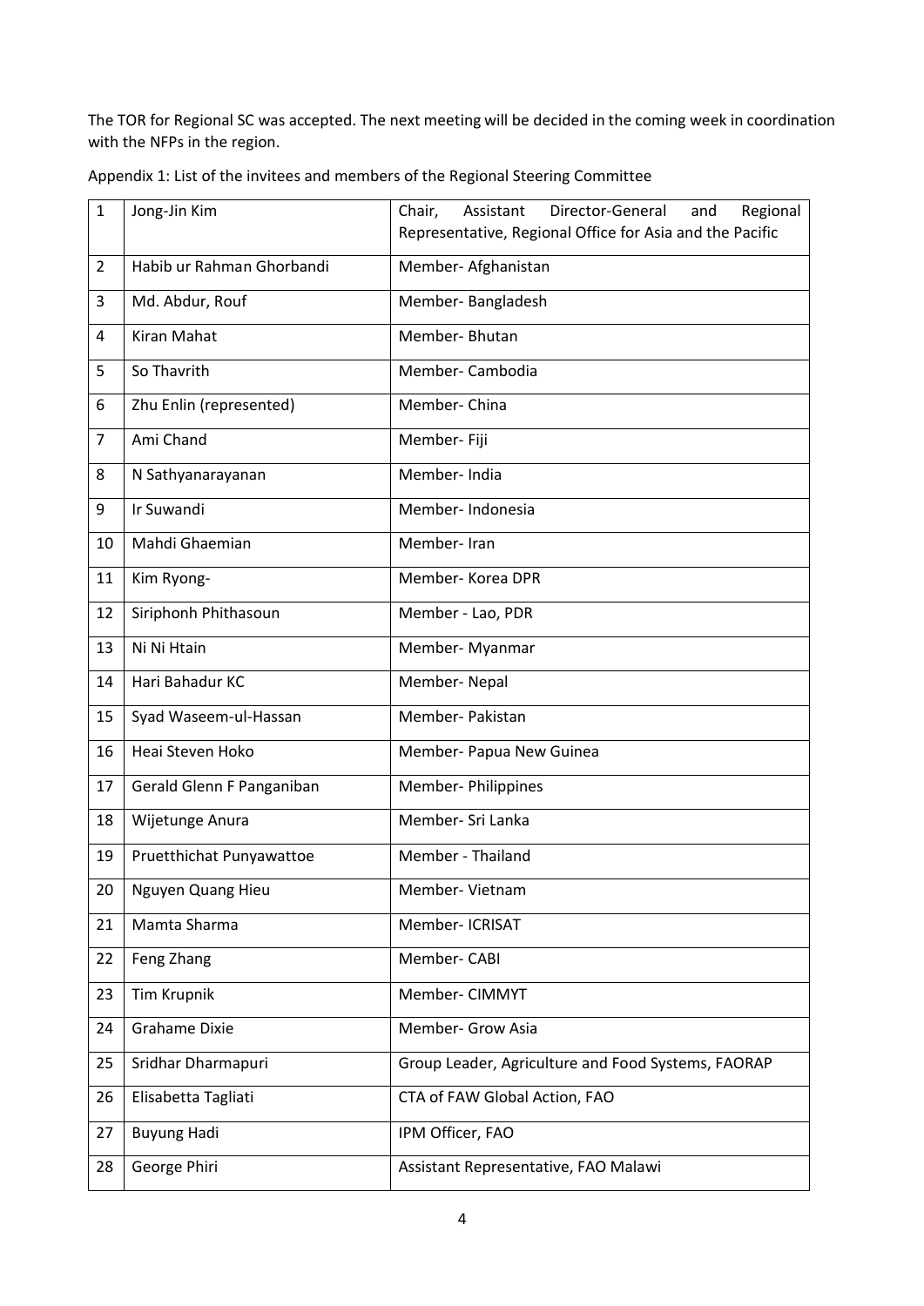The TOR for Regional SC was accepted. The next meeting will be decided in the coming week in coordination with the NFPs in the region.

Appendix 1: List of the invitees and members of the Regional Steering Committee

| 1 | Jong-Jin Kim | Chair, Assistant Director-General and Regional Representative, Regional Office for Asia and the Pacific |
|---|---|---|
| 2 | Habib ur Rahman Ghorbandi | Member- Afghanistan |
| 3 | Md. Abdur, Rouf | Member- Bangladesh |
| 4 | Kiran Mahat | Member- Bhutan |
| 5 | So Thavrith | Member- Cambodia |
| 6 | Zhu Enlin (represented) | Member- China |
| 7 | Ami Chand | Member- Fiji |
| 8 | N Sathyanarayanan | Member- India |
| 9 | Ir Suwandi | Member- Indonesia |
| 10 | Mahdi Ghaemian | Member- Iran |
| 11 | Kim Ryong- | Member- Korea DPR |
| 12 | Siriphonh Phithasoun | Member - Lao, PDR |
| 13 | Ni Ni Htain | Member- Myanmar |
| 14 | Hari Bahadur KC | Member- Nepal |
| 15 | Syad Waseem-ul-Hassan | Member- Pakistan |
| 16 | Heai Steven Hoko | Member- Papua New Guinea |
| 17 | Gerald Glenn F Panganiban | Member- Philippines |
| 18 | Wijetunge Anura | Member- Sri Lanka |
| 19 | Pruetthichat Punyawattoe | Member - Thailand |
| 20 | Nguyen Quang Hieu | Member- Vietnam |
| 21 | Mamta Sharma | Member- ICRISAT |
| 22 | Feng Zhang | Member- CABI |
| 23 | Tim Krupnik | Member- CIMMYT |
| 24 | Grahame Dixie | Member- Grow Asia |
| 25 | Sridhar Dharmapuri | Group Leader, Agriculture and Food Systems, FAORAP |
| 26 | Elisabetta Tagliati | CTA of FAW Global Action, FAO |
| 27 | Buyung Hadi | IPM Officer, FAO |
| 28 | George Phiri | Assistant Representative, FAO Malawi |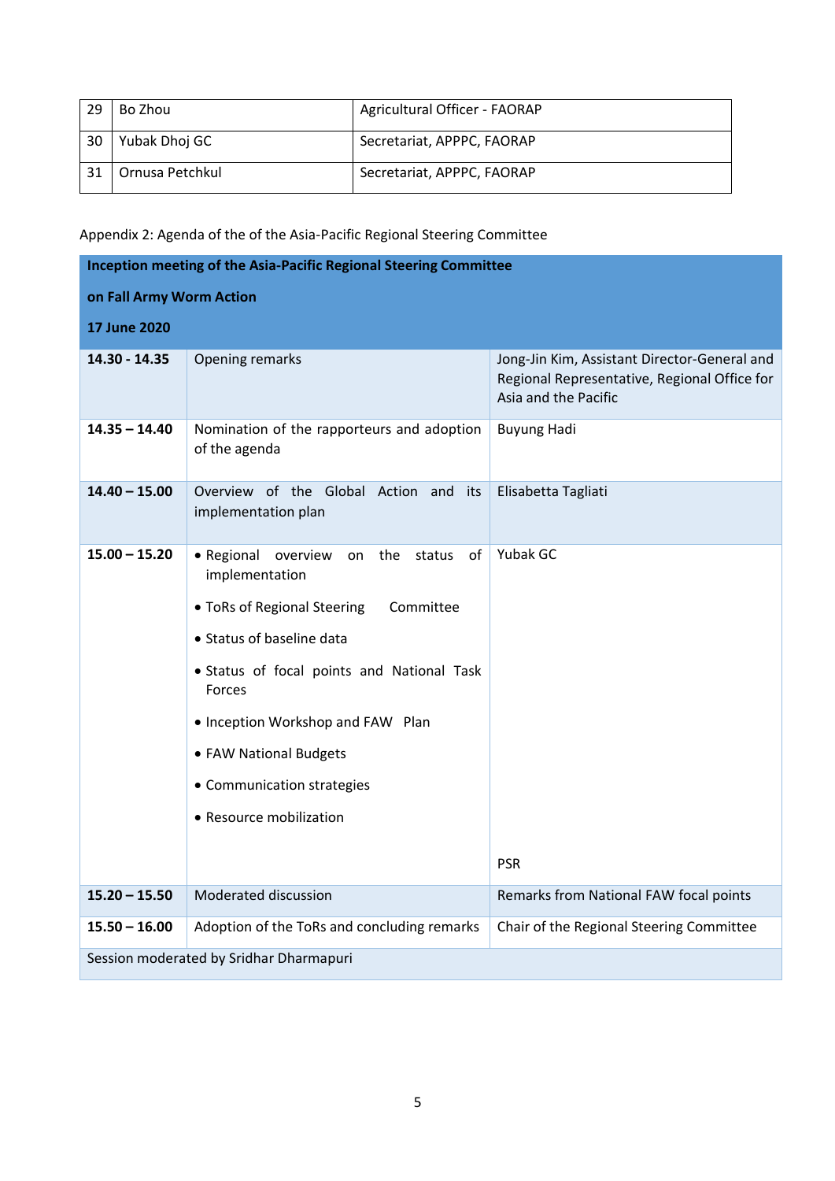| 29 | Bo Zhou | Agricultural Officer - FAORAP |
|---|---|---|
| 30 | Yubak Dhoj GC | Secretariat, APPPC, FAORAP |
| 31 | Ornusa Petchkul | Secretariat, APPPC, FAORAP |

Appendix 2: Agenda of the of the Asia-Pacific Regional Steering Committee

| **Inception meeting of the Asia-Pacific Regional Steering Committee on Fall Army Worm Action 17 June 2020** | | |
|---|---|---|
| **14.30 - 14.35** | Opening remarks | Jong-Jin Kim, Assistant Director-General and Regional Representative, Regional Office for Asia and the Pacific |
| **14.35 – 14.40** | Nomination of the rapporteurs and adoption of the agenda | Buyung Hadi |
| **14.40 – 15.00** | Overview of the Global Action and its implementation plan | Elisabetta Tagliati |
| **15.00 – 15.20** | • Regional overview on the status of implementation<br>• ToRs of Regional Steering Committee<br>• Status of baseline data<br>• Status of focal points and National Task Forces<br>• Inception Workshop and FAW Plan<br>• FAW National Budgets<br>• Communication strategies<br>• Resource mobilization | Yubak GC<br><br>PSR |
| **15.20 – 15.50** | Moderated discussion | Remarks from National FAW focal points |
| **15.50 – 16.00** | Adoption of the ToRs and concluding remarks | Chair of the Regional Steering Committee |
| Session moderated by Sridhar Dharmapuri | | |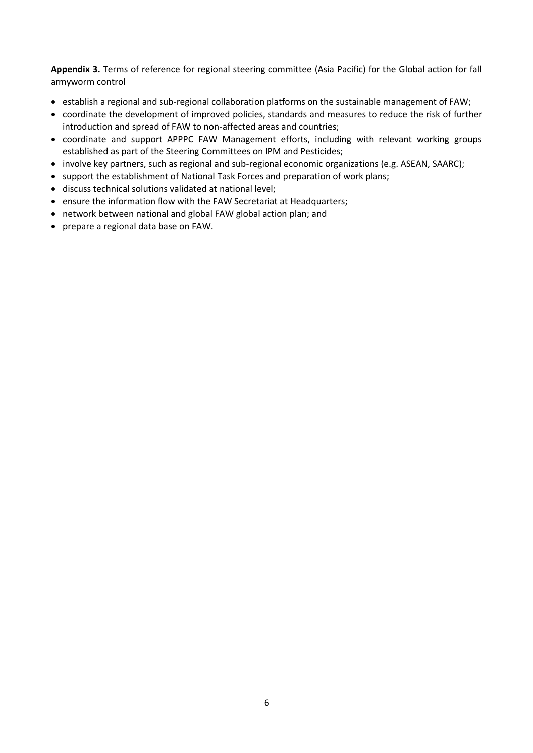**Appendix 3.** Terms of reference for regional steering committee (Asia Pacific) for the Global action for fall armyworm control

- establish a regional and sub-regional collaboration platforms on the sustainable management of FAW;
- coordinate the development of improved policies, standards and measures to reduce the risk of further introduction and spread of FAW to non-affected areas and countries;
- coordinate and support APPPC FAW Management efforts, including with relevant working groups established as part of the Steering Committees on IPM and Pesticides;
- involve key partners, such as regional and sub-regional economic organizations (e.g. ASEAN, SAARC);
- support the establishment of National Task Forces and preparation of work plans;
- discuss technical solutions validated at national level;
- ensure the information flow with the FAW Secretariat at Headquarters;
- network between national and global FAW global action plan; and
- prepare a regional data base on FAW.